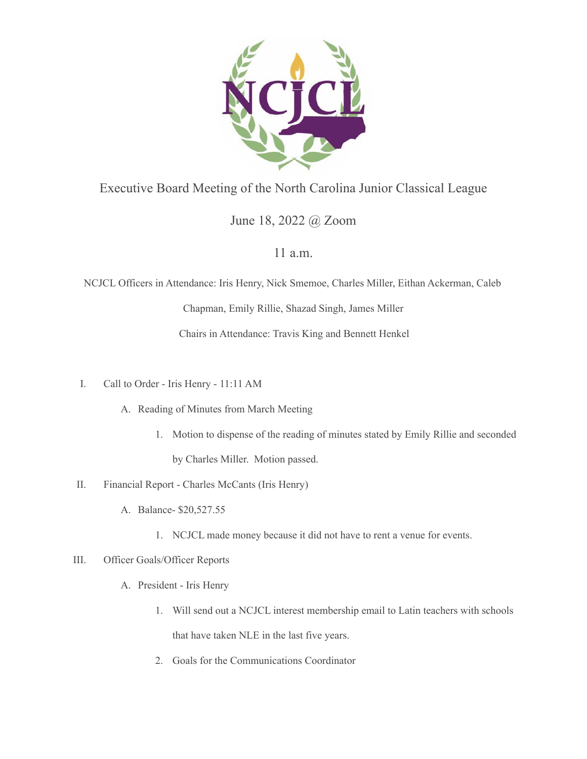# Executive Board Meeting of the North Carolina Junior Classical League

June 18, 2022 @ Zoom

11 a.m.

NCJCL Officers in Attendance: Iris Henry, Nick Smemoe, Charles Miller, Eithan Ackerman, Caleb Chapman, Emily Rillie, Shazad Singh, James Miller

Chairs in Attendance: Travis King and Bennett Henkel

I. Call to Order - Iris Henry - 11:11 AM
   A. Reading of Minutes from March Meeting
      1. Motion to dispense of the reading of minutes stated by Emily Rillie and seconded by Charles Miller. Motion passed.
II. Financial Report - Charles McCants (Iris Henry)
   A. Balance- $20,527.55
      1. NCJCL made money because it did not have to rent a venue for events.
III. Officer Goals/Officer Reports
   A. President - Iris Henry
      1. Will send out a NCJCL interest membership email to Latin teachers with schools that have taken NLE in the last five years.
      2. Goals for the Communications Coordinator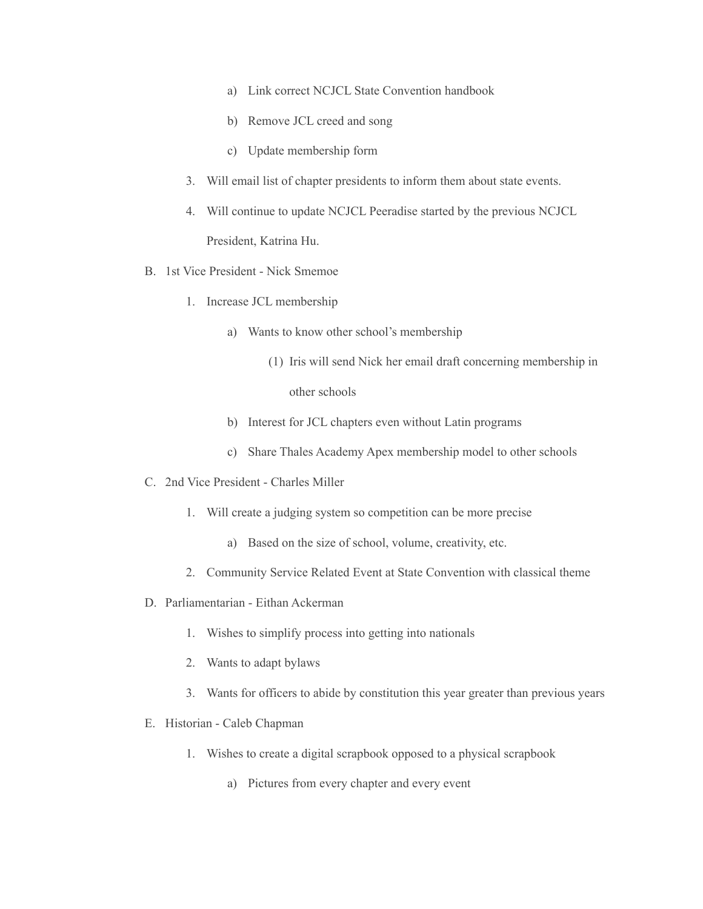a) Link correct NCJCL State Convention handbook
        b) Remove JCL creed and song
        c) Update membership form
    3. Will email list of chapter presidents to inform them about state events.
    4. Will continue to update NCJCL Peeradise started by the previous NCJCL President, Katrina Hu.

B. 1st Vice President - Nick Smemoe
    1. Increase JCL membership
        a) Wants to know other school's membership
            (1) Iris will send Nick her email draft concerning membership in other schools
        b) Interest for JCL chapters even without Latin programs
        c) Share Thales Academy Apex membership model to other schools

C. 2nd Vice President - Charles Miller
    1. Will create a judging system so competition can be more precise
        a) Based on the size of school, volume, creativity, etc.
    2. Community Service Related Event at State Convention with classical theme

D. Parliamentarian - Eithan Ackerman
    1. Wishes to simplify process into getting into nationals
    2. Wants to adapt bylaws
    3. Wants for officers to abide by constitution this year greater than previous years

E. Historian - Caleb Chapman
    1. Wishes to create a digital scrapbook opposed to a physical scrapbook
        a) Pictures from every chapter and every event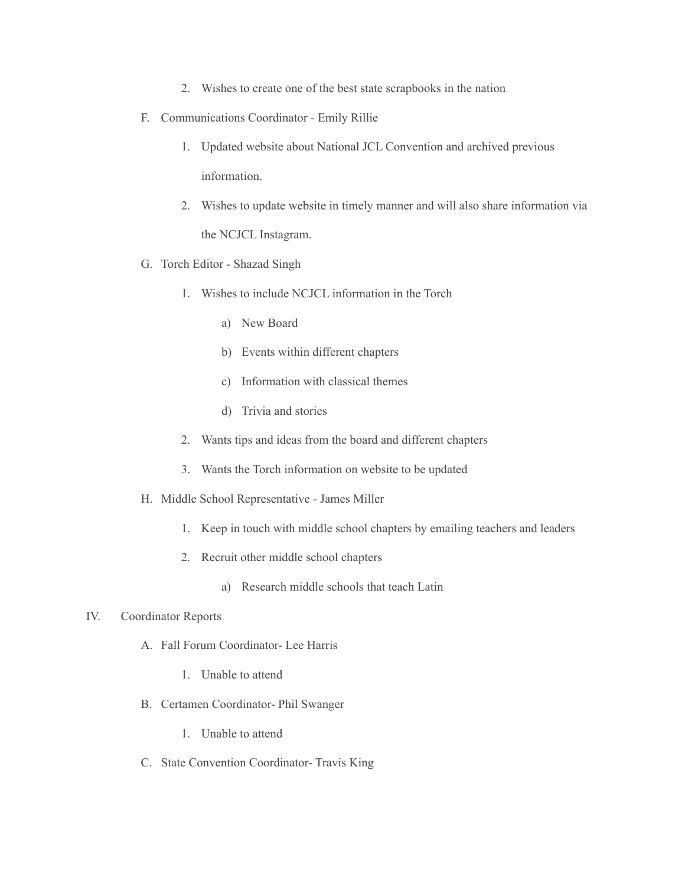2. Wishes to create one of the best state scrapbooks in the nation

  F. Communications Coordinator - Emily Rillie

    1. Updated website about National JCL Convention and archived previous information.
    2. Wishes to update website in timely manner and will also share information via the NCJCL Instagram.

  G. Torch Editor - Shazad Singh

    1. Wishes to include NCJCL information in the Torch
        a) New Board
        b) Events within different chapters
        c) Information with classical themes
        d) Trivia and stories
    2. Wants tips and ideas from the board and different chapters
    3. Wants the Torch information on website to be updated

  H. Middle School Representative - James Miller

    1. Keep in touch with middle school chapters by emailing teachers and leaders
    2. Recruit other middle school chapters
        a) Research middle schools that teach Latin

IV. Coordinator Reports

  A. Fall Forum Coordinator- Lee Harris

    1. Unable to attend

  B. Certamen Coordinator- Phil Swanger

    1. Unable to attend

  C. State Convention Coordinator- Travis King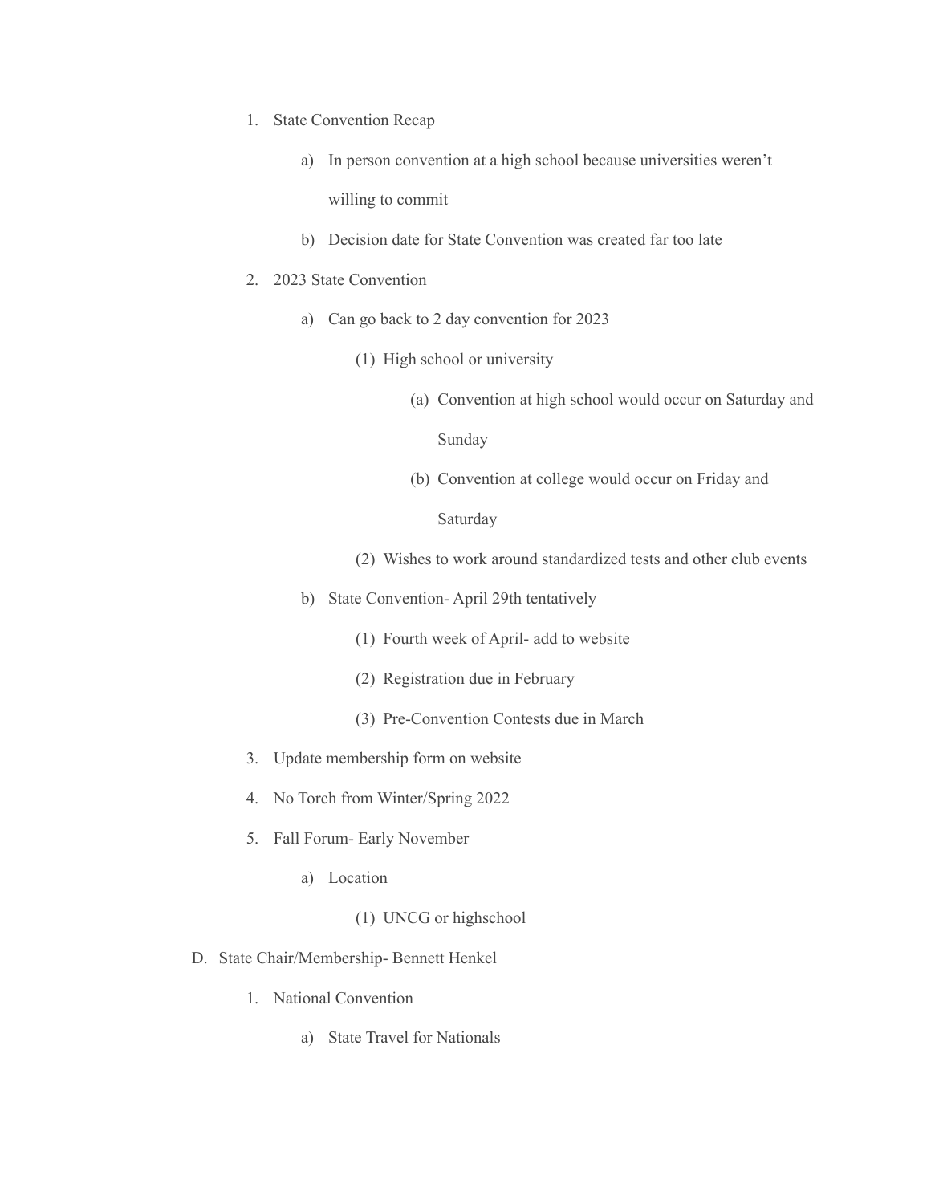1. State Convention Recap
    a) In person convention at a high school because universities weren't willing to commit
    b) Decision date for State Convention was created far too late
2. 2023 State Convention
    a) Can go back to 2 day convention for 2023
        (1) High school or university
            (a) Convention at high school would occur on Saturday and Sunday
            (b) Convention at college would occur on Friday and Saturday
        (2) Wishes to work around standardized tests and other club events
    b) State Convention- April 29th tentatively
        (1) Fourth week of April- add to website
        (2) Registration due in February
        (3) Pre-Convention Contests due in March
3. Update membership form on website
4. No Torch from Winter/Spring 2022
5. Fall Forum- Early November
    a) Location
        (1) UNCG or highschool

D. State Chair/Membership- Bennett Henkel

1. National Convention
    a) State Travel for Nationals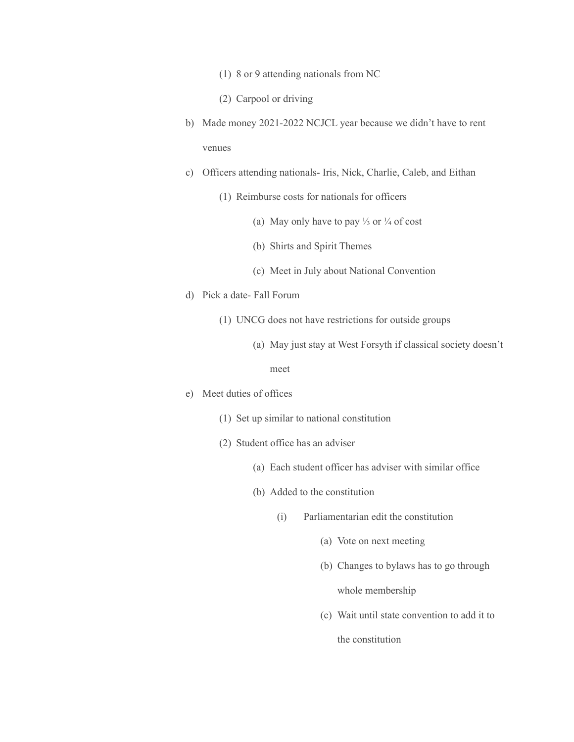(1) 8 or 9 attending nationals from NC

    (2) Carpool or driving

b) Made money 2021-2022 NCJCL year because we didn't have to rent venues

c) Officers attending nationals- Iris, Nick, Charlie, Caleb, and Eithan

    (1) Reimburse costs for nationals for officers

        (a) May only have to pay ⅓ or ¼ of cost

        (b) Shirts and Spirit Themes

        (c) Meet in July about National Convention

d) Pick a date- Fall Forum

    (1) UNCG does not have restrictions for outside groups

        (a) May just stay at West Forsyth if classical society doesn't meet

e) Meet duties of offices

    (1) Set up similar to national constitution

    (2) Student office has an adviser

        (a) Each student officer has adviser with similar office

        (b) Added to the constitution

            (i) Parliamentarian edit the constitution

                (a) Vote on next meeting

                (b) Changes to bylaws has to go through whole membership

                (c) Wait until state convention to add it to the constitution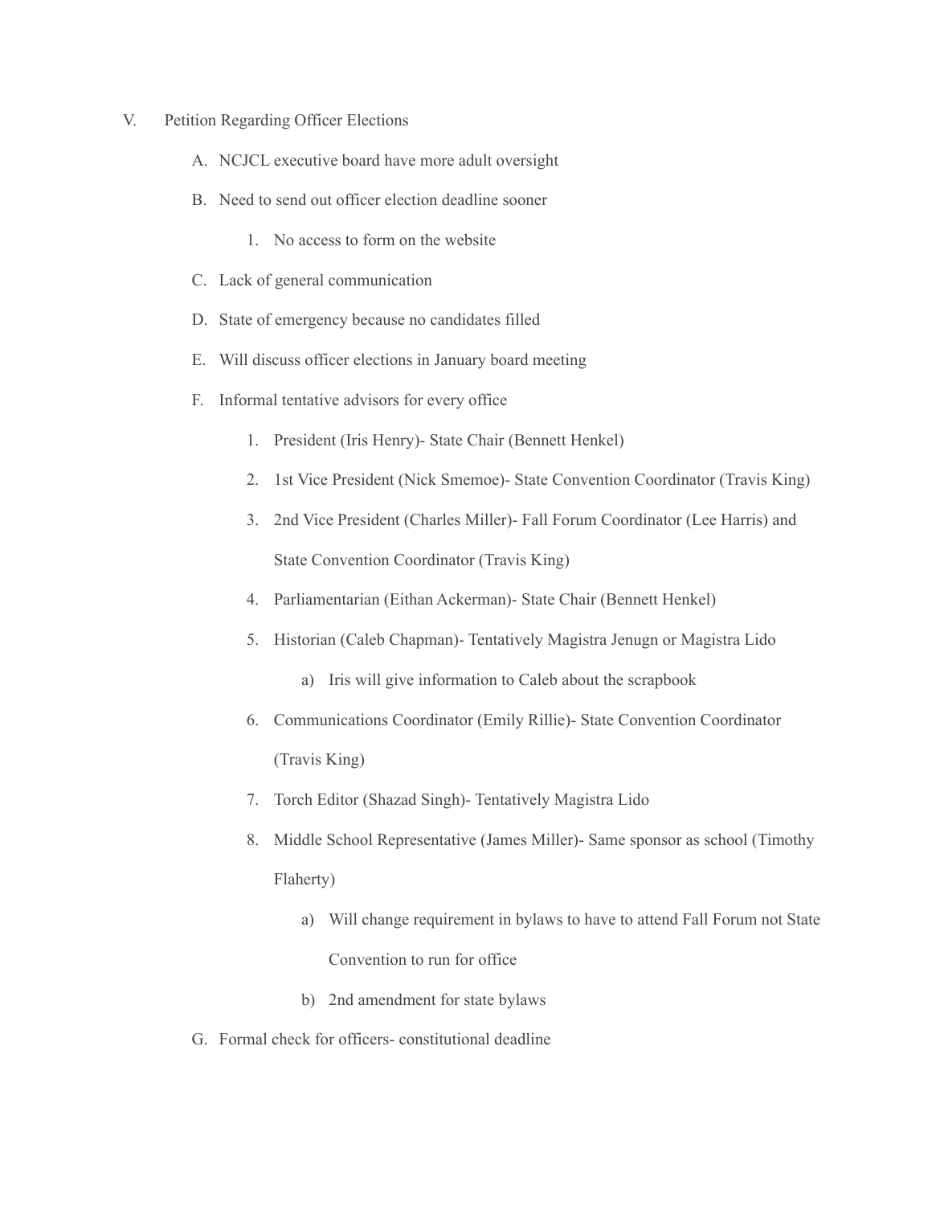V. Petition Regarding Officer Elections

   A. NCJCL executive board have more adult oversight

   B. Need to send out officer election deadline sooner

      1. No access to form on the website

   C. Lack of general communication

   D. State of emergency because no candidates filled

   E. Will discuss officer elections in January board meeting

   F. Informal tentative advisors for every office

      1. President (Iris Henry)- State Chair (Bennett Henkel)

      2. 1st Vice President (Nick Smemoe)- State Convention Coordinator (Travis King)

      3. 2nd Vice President (Charles Miller)- Fall Forum Coordinator (Lee Harris) and State Convention Coordinator (Travis King)

      4. Parliamentarian (Eithan Ackerman)- State Chair (Bennett Henkel)

      5. Historian (Caleb Chapman)- Tentatively Magistra Jenugn or Magistra Lido

         a) Iris will give information to Caleb about the scrapbook

      6. Communications Coordinator (Emily Rillie)- State Convention Coordinator (Travis King)

      7. Torch Editor (Shazad Singh)- Tentatively Magistra Lido

      8. Middle School Representative (James Miller)- Same sponsor as school (Timothy Flaherty)

         a) Will change requirement in bylaws to have to attend Fall Forum not State Convention to run for office

         b) 2nd amendment for state bylaws

   G. Formal check for officers- constitutional deadline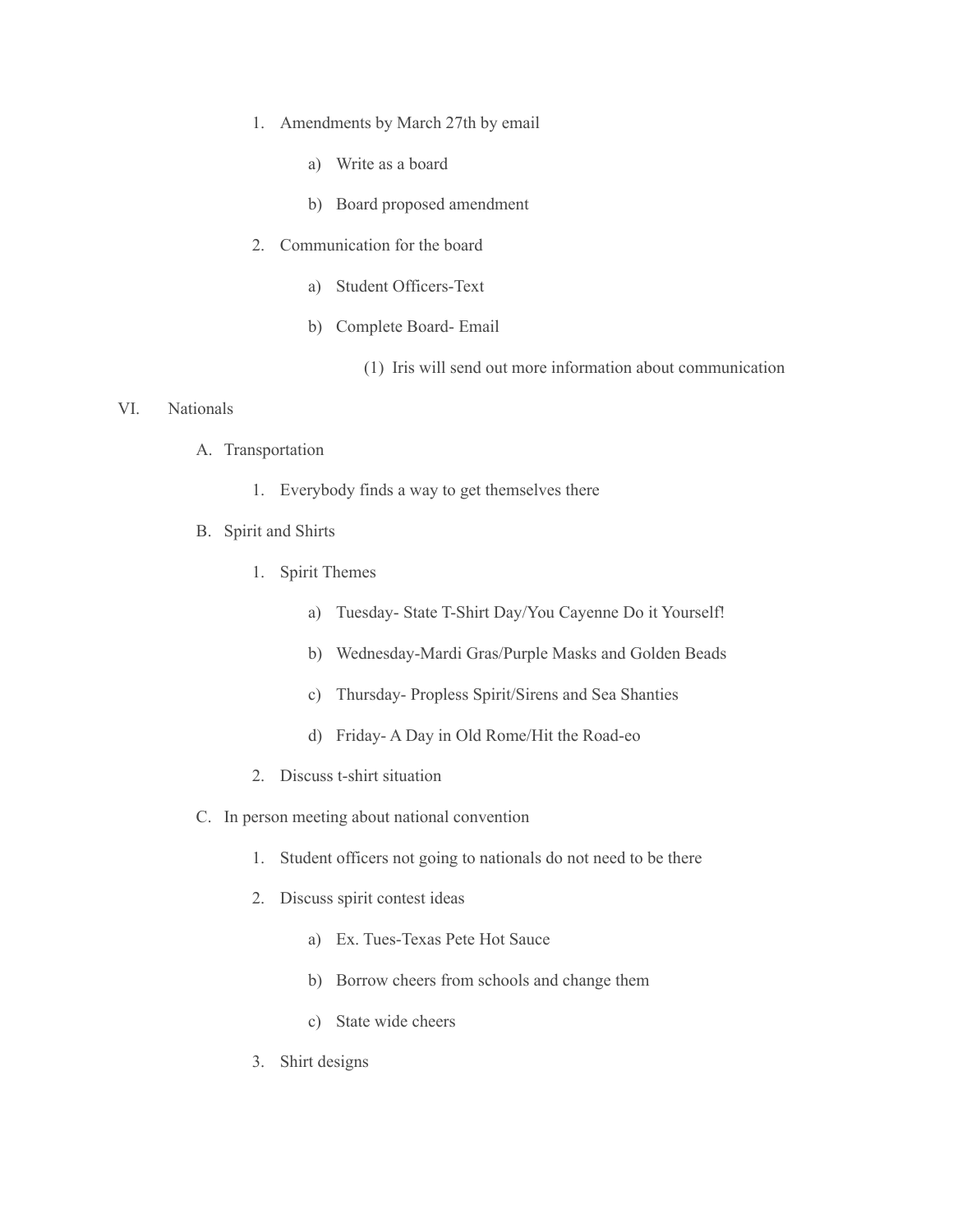1. Amendments by March 27th by email
    a) Write as a board
    b) Board proposed amendment
2. Communication for the board
    a) Student Officers-Text
    b) Complete Board- Email
        (1) Iris will send out more information about communication

VI. Nationals

A. Transportation
    1. Everybody finds a way to get themselves there

B. Spirit and Shirts
    1. Spirit Themes
        a) Tuesday- State T-Shirt Day/You Cayenne Do it Yourself!
        b) Wednesday-Mardi Gras/Purple Masks and Golden Beads
        c) Thursday- Propless Spirit/Sirens and Sea Shanties
        d) Friday- A Day in Old Rome/Hit the Road-eo
    2. Discuss t-shirt situation

C. In person meeting about national convention
    1. Student officers not going to nationals do not need to be there
    2. Discuss spirit contest ideas
        a) Ex. Tues-Texas Pete Hot Sauce
        b) Borrow cheers from schools and change them
        c) State wide cheers
    3. Shirt designs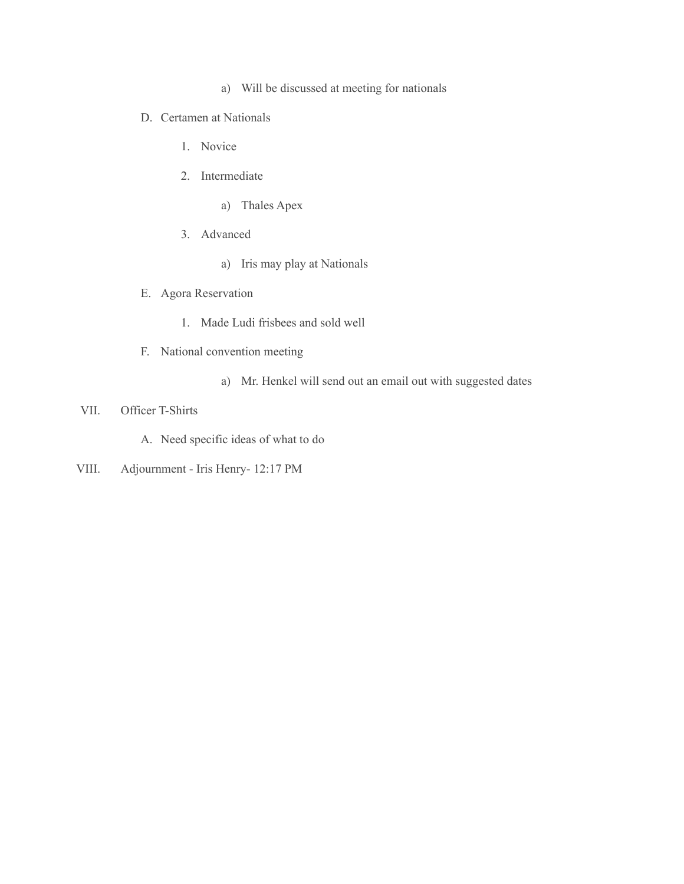a) Will be discussed at meeting for nationals

    D. Certamen at Nationals

        1. Novice

        2. Intermediate

            a) Thales Apex

        3. Advanced

            a) Iris may play at Nationals

    E. Agora Reservation

        1. Made Ludi frisbees and sold well

    F. National convention meeting

            a) Mr. Henkel will send out an email out with suggested dates

VII. Officer T-Shirts

    A. Need specific ideas of what to do

VIII. Adjournment - Iris Henry- 12:17 PM